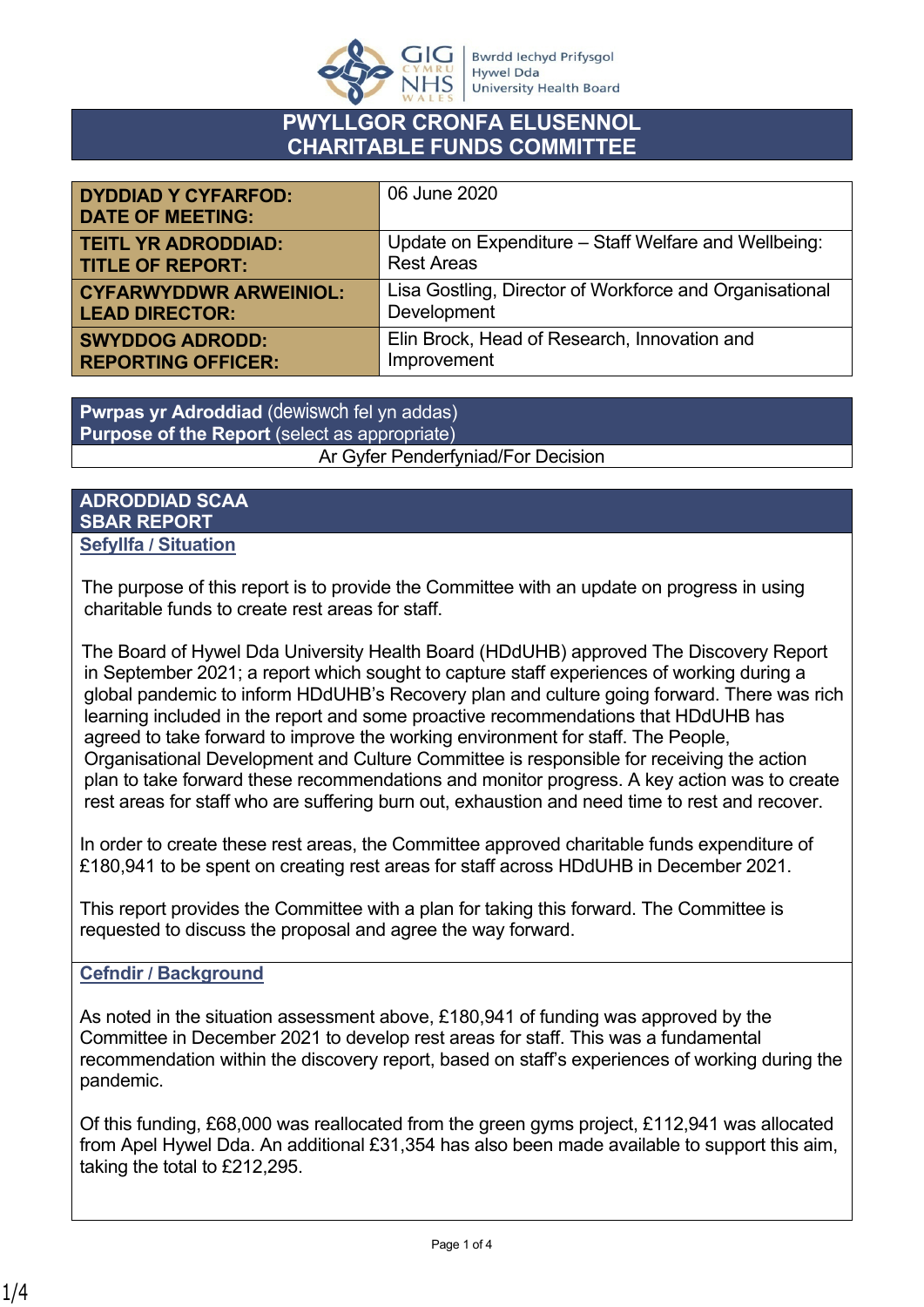# PWYLLGOR CRONFA ELUSENNOL
# CHARITABLE FUNDS COMMITTEE

| | |
|---|---|
| **DYDDIAD Y CYFARFOD:**<br>**DATE OF MEETING:** | 06 June 2020 |
| **TEITL YR ADRODDIAD:**<br>**TITLE OF REPORT:** | Update on Expenditure – Staff Welfare and Wellbeing: Rest Areas |
| **CYFARWYDDWR ARWEINIOL:**<br>**LEAD DIRECTOR:** | Lisa Gostling, Director of Workforce and Organisational Development |
| **SWYDDOG ADRODD:**<br>**REPORTING OFFICER:** | Elin Brock, Head of Research, Innovation and Improvement |

| **Pwrpas yr Adroddiad** (dewiswch fel yn addas)<br>**Purpose of the Report** (select as appropriate) |
|---|
| Ar Gyfer Penderfyniad/For Decision |

## ADRODDIAD SCAA
## SBAR REPORT

### Sefyllfa / Situation

The purpose of this report is to provide the Committee with an update on progress in using charitable funds to create rest areas for staff.

The Board of Hywel Dda University Health Board (HDdUHB) approved The Discovery Report in September 2021; a report which sought to capture staff experiences of working during a global pandemic to inform HDdUHB's Recovery plan and culture going forward. There was rich learning included in the report and some proactive recommendations that HDdUHB has agreed to take forward to improve the working environment for staff. The People, Organisational Development and Culture Committee is responsible for receiving the action plan to take forward these recommendations and monitor progress. A key action was to create rest areas for staff who are suffering burn out, exhaustion and need time to rest and recover.

In order to create these rest areas, the Committee approved charitable funds expenditure of £180,941 to be spent on creating rest areas for staff across HDdUHB in December 2021.

This report provides the Committee with a plan for taking this forward. The Committee is requested to discuss the proposal and agree the way forward.

### Cefndir / Background

As noted in the situation assessment above, £180,941 of funding was approved by the Committee in December 2021 to develop rest areas for staff. This was a fundamental recommendation within the discovery report, based on staff's experiences of working during the pandemic.

Of this funding, £68,000 was reallocated from the green gyms project, £112,941 was allocated from Apel Hywel Dda. An additional £31,354 has also been made available to support this aim, taking the total to £212,295.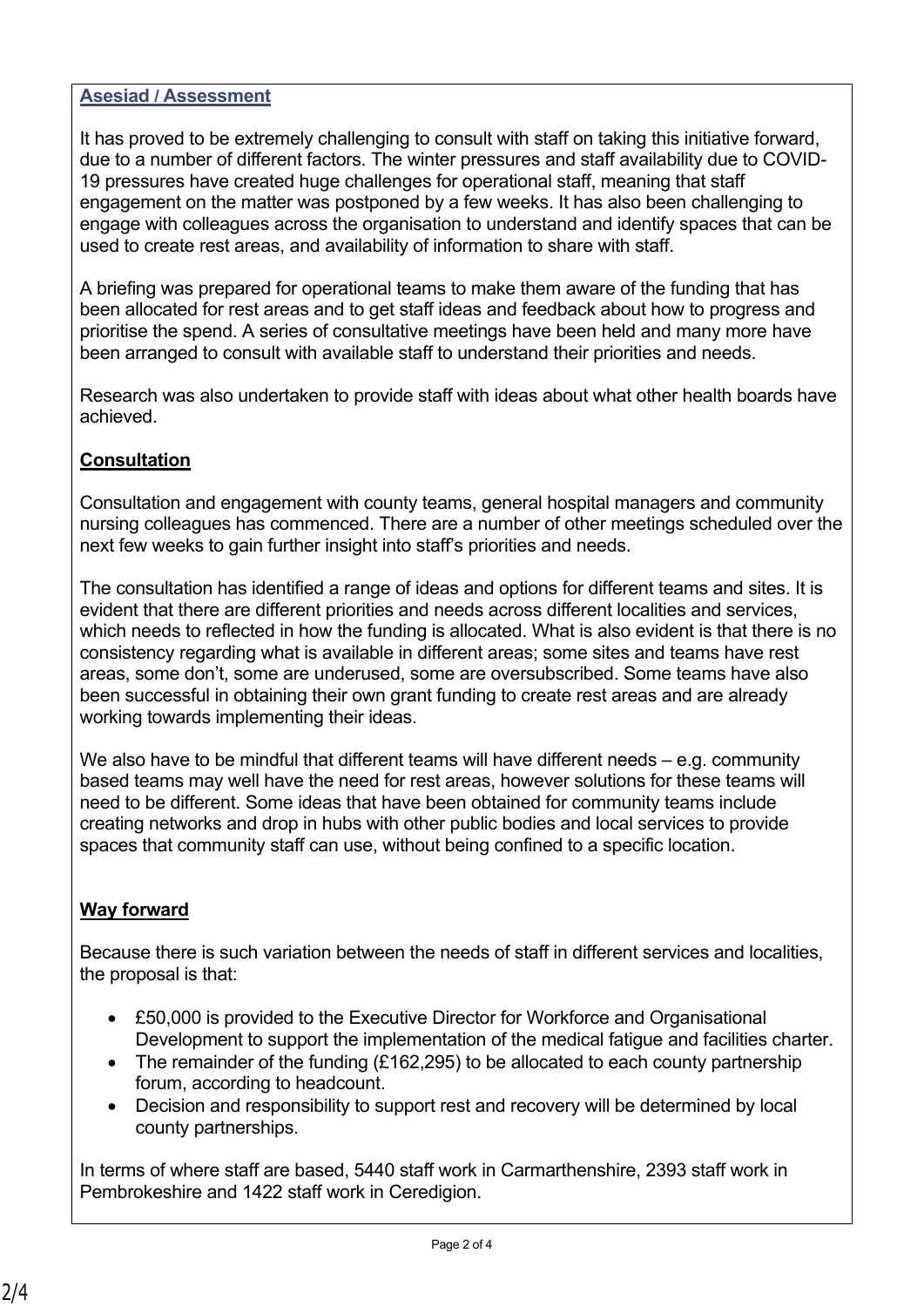**Asesiad / Assessment**

It has proved to be extremely challenging to consult with staff on taking this initiative forward, due to a number of different factors. The winter pressures and staff availability due to COVID-19 pressures have created huge challenges for operational staff, meaning that staff engagement on the matter was postponed by a few weeks. It has also been challenging to engage with colleagues across the organisation to understand and identify spaces that can be used to create rest areas, and availability of information to share with staff.

A briefing was prepared for operational teams to make them aware of the funding that has been allocated for rest areas and to get staff ideas and feedback about how to progress and prioritise the spend. A series of consultative meetings have been held and many more have been arranged to consult with available staff to understand their priorities and needs.

Research was also undertaken to provide staff with ideas about what other health boards have achieved.

**Consultation**

Consultation and engagement with county teams, general hospital managers and community nursing colleagues has commenced. There are a number of other meetings scheduled over the next few weeks to gain further insight into staff's priorities and needs.

The consultation has identified a range of ideas and options for different teams and sites. It is evident that there are different priorities and needs across different localities and services, which needs to reflected in how the funding is allocated. What is also evident is that there is no consistency regarding what is available in different areas; some sites and teams have rest areas, some don't, some are underused, some are oversubscribed. Some teams have also been successful in obtaining their own grant funding to create rest areas and are already working towards implementing their ideas.

We also have to be mindful that different teams will have different needs – e.g. community based teams may well have the need for rest areas, however solutions for these teams will need to be different. Some ideas that have been obtained for community teams include creating networks and drop in hubs with other public bodies and local services to provide spaces that community staff can use, without being confined to a specific location.

**Way forward**

Because there is such variation between the needs of staff in different services and localities, the proposal is that:

- £50,000 is provided to the Executive Director for Workforce and Organisational Development to support the implementation of the medical fatigue and facilities charter.
- The remainder of the funding (£162,295) to be allocated to each county partnership forum, according to headcount.
- Decision and responsibility to support rest and recovery will be determined by local county partnerships.

In terms of where staff are based, 5440 staff work in Carmarthenshire, 2393 staff work in Pembrokeshire and 1422 staff work in Ceredigion.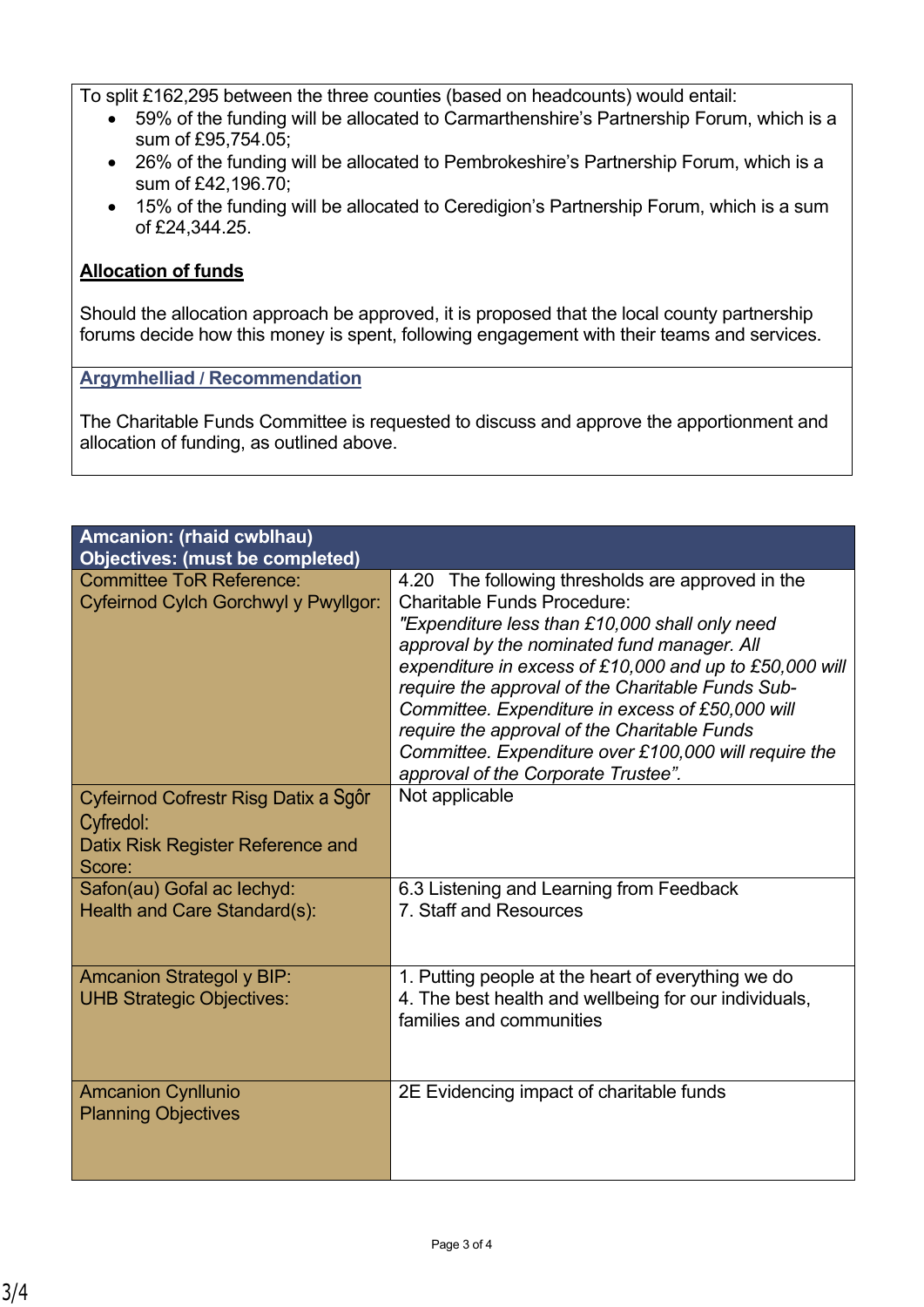To split £162,295 between the three counties (based on headcounts) would entail:

- 59% of the funding will be allocated to Carmarthenshire's Partnership Forum, which is a sum of £95,754.05;
- 26% of the funding will be allocated to Pembrokeshire's Partnership Forum, which is a sum of £42,196.70;
- 15% of the funding will be allocated to Ceredigion's Partnership Forum, which is a sum of £24,344.25.

**Allocation of funds**

Should the allocation approach be approved, it is proposed that the local county partnership forums decide how this money is spent, following engagement with their teams and services.

**Argymhelliad / Recommendation**

The Charitable Funds Committee is requested to discuss and approve the apportionment and allocation of funding, as outlined above.

| **Amcanion: (rhaid cwblhau)<br>Objectives: (must be completed)** | |
|---|---|
| Committee ToR Reference:<br>Cyfeirnod Cylch Gorchwyl y Pwyllgor: | 4.20 The following thresholds are approved in the Charitable Funds Procedure:<br>*"Expenditure less than £10,000 shall only need approval by the nominated fund manager. All expenditure in excess of £10,000 and up to £50,000 will require the approval of the Charitable Funds Sub-Committee. Expenditure in excess of £50,000 will require the approval of the Charitable Funds Committee. Expenditure over £100,000 will require the approval of the Corporate Trustee".* |
| Cyfeirnod Cofrestr Risg Datix a Sgôr Cyfredol:<br>Datix Risk Register Reference and Score: | Not applicable |
| Safon(au) Gofal ac Iechyd:<br>Health and Care Standard(s): | 6.3 Listening and Learning from Feedback<br>7. Staff and Resources |
| Amcanion Strategol y BIP:<br>UHB Strategic Objectives: | 1. Putting people at the heart of everything we do<br>4. The best health and wellbeing for our individuals, families and communities |
| Amcanion Cynllunio<br>Planning Objectives | 2E Evidencing impact of charitable funds |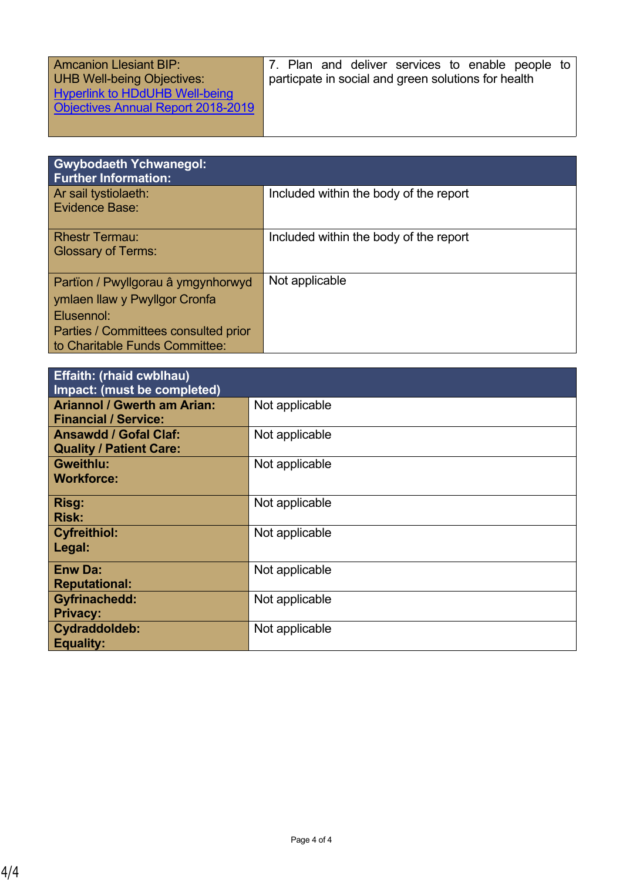| | |
|---|---|
| Amcanion Llesiant BIP:<br>UHB Well-being Objectives:<br>[Hyperlink to HDdUHB Well-being Objectives Annual Report 2018-2019] | 7. Plan and deliver services to enable people to particpate in social and green solutions for health |

| **Gwybodaeth Ychwanegol:<br>Further Information:** | |
|---|---|
| Ar sail tystiolaeth:<br>Evidence Base: | Included within the body of the report |
| Rhestr Termau:<br>Glossary of Terms: | Included within the body of the report |
| Partïon / Pwyllgorau â ymgynhorwyd ymlaen llaw y Pwyllgor Cronfa Elusennol:<br>Parties / Committees consulted prior to Charitable Funds Committee: | Not applicable |

| **Effaith: (rhaid cwblhau)<br>Impact: (must be completed)** | |
|---|---|
| **Ariannol / Gwerth am Arian:<br>Financial / Service:** | Not applicable |
| **Ansawdd / Gofal Claf:<br>Quality / Patient Care:** | Not applicable |
| **Gweithlu:<br>Workforce:** | Not applicable |
| **Risg:<br>Risk:** | Not applicable |
| **Cyfreithiol:<br>Legal:** | Not applicable |
| **Enw Da:<br>Reputational:** | Not applicable |
| **Gyfrinachedd:<br>Privacy:** | Not applicable |
| **Cydraddoldeb:<br>Equality:** | Not applicable |